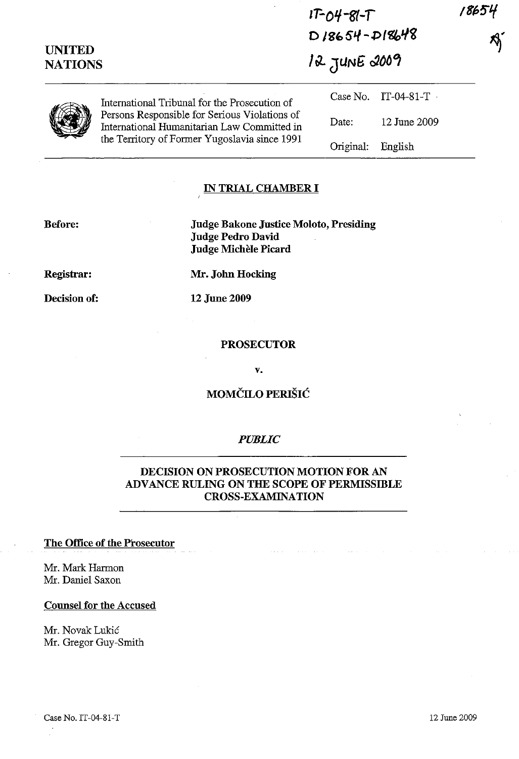IT-04-81-T
D 18654 - D 18648
12 JUNE 2009

18654

**UNITED NATIONS**

International Tribunal for the Prosecution of Persons Responsible for Serious Violations of International Humanitarian Law Committed in the Territory of Former Yugoslavia since 1991

| | |
|---|---|
| Case No. | IT-04-81-T |
| Date: | 12 June 2009 |
| Original: | English |

## IN TRIAL CHAMBER I

**Before:** **Judge Bakone Justice Moloto, Presiding**
**Judge Pedro David**
**Judge Michèle Picard**

**Registrar:** **Mr. John Hocking**

**Decision of:** **12 June 2009**

**PROSECUTOR**

**v.**

**MOMČILO PERIŠIĆ**

***PUBLIC***

## DECISION ON PROSECUTION MOTION FOR AN ADVANCE RULING ON THE SCOPE OF PERMISSIBLE CROSS-EXAMINATION

**The Office of the Prosecutor**

Mr. Mark Harmon
Mr. Daniel Saxon

**Counsel for the Accused**

Mr. Novak Lukić
Mr. Gregor Guy-Smith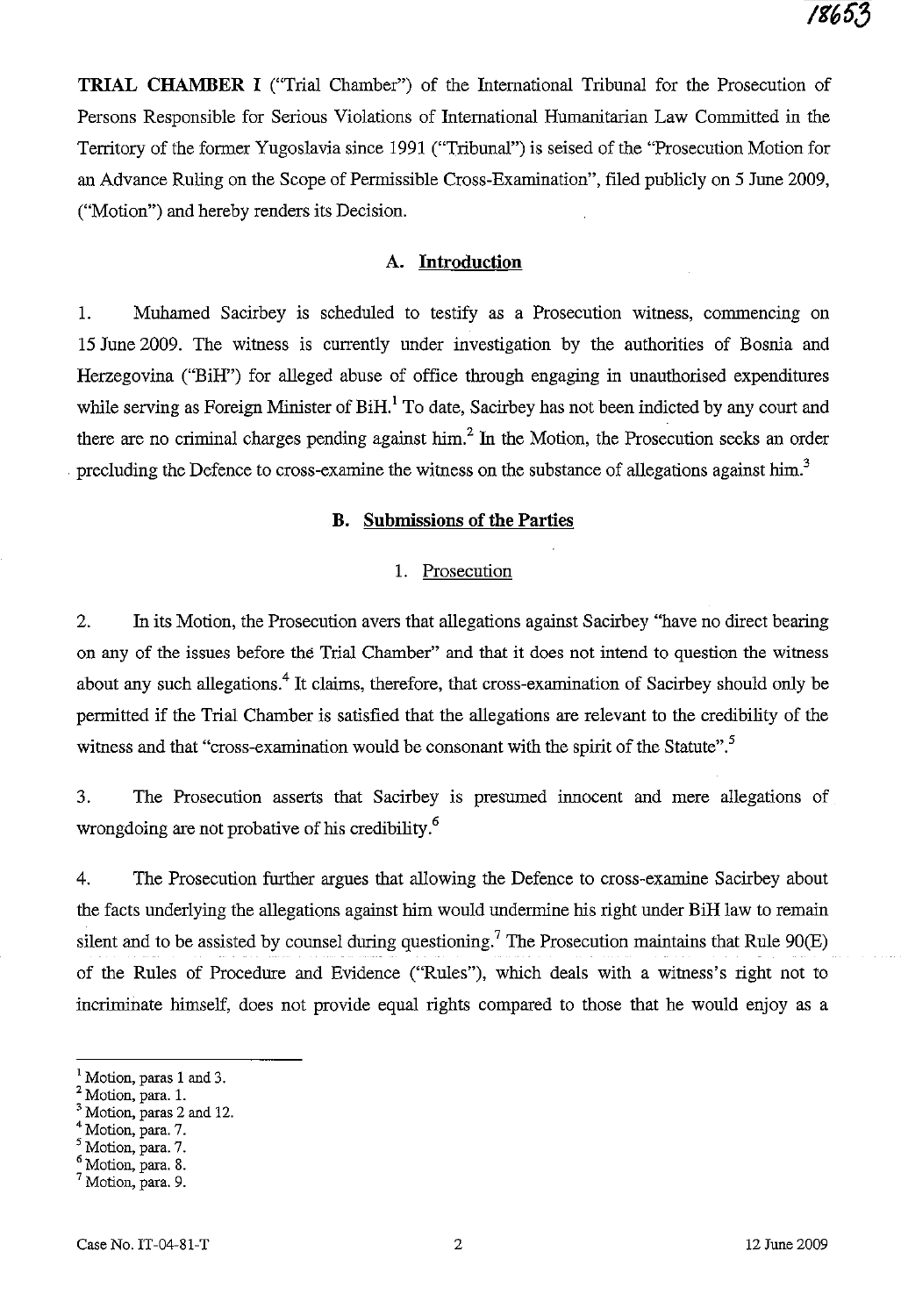**TRIAL CHAMBER I** ("Trial Chamber") of the International Tribunal for the Prosecution of Persons Responsible for Serious Violations of International Humanitarian Law Committed in the Territory of the former Yugoslavia since 1991 ("Tribunal") is seised of the "Prosecution Motion for an Advance Ruling on the Scope of Permissible Cross-Examination", filed publicly on 5 June 2009, ("Motion") and hereby renders its Decision.

## A. Introduction

1. Muhamed Sacirbey is scheduled to testify as a Prosecution witness, commencing on 15 June 2009. The witness is currently under investigation by the authorities of Bosnia and Herzegovina ("BiH") for alleged abuse of office through engaging in unauthorised expenditures while serving as Foreign Minister of BiH.[1] To date, Sacirbey has not been indicted by any court and there are no criminal charges pending against him.[2] In the Motion, the Prosecution seeks an order precluding the Defence to cross-examine the witness on the substance of allegations against him.[3]

## B. Submissions of the Parties

### 1. Prosecution

2. In its Motion, the Prosecution avers that allegations against Sacirbey "have no direct bearing on any of the issues before the Trial Chamber" and that it does not intend to question the witness about any such allegations.[4] It claims, therefore, that cross-examination of Sacirbey should only be permitted if the Trial Chamber is satisfied that the allegations are relevant to the credibility of the witness and that "cross-examination would be consonant with the spirit of the Statute".[5]

3. The Prosecution asserts that Sacirbey is presumed innocent and mere allegations of wrongdoing are not probative of his credibility.[6]

4. The Prosecution further argues that allowing the Defence to cross-examine Sacirbey about the facts underlying the allegations against him would undermine his right under BiH law to remain silent and to be assisted by counsel during questioning.[7] The Prosecution maintains that Rule 90(E) of the Rules of Procedure and Evidence ("Rules"), which deals with a witness's right not to incriminate himself, does not provide equal rights compared to those that he would enjoy as a

---

[1] Motion, paras 1 and 3.
[2] Motion, para. 1.
[3] Motion, paras 2 and 12.
[4] Motion, para. 7.
[5] Motion, para. 7.
[6] Motion, para. 8.
[7] Motion, para. 9.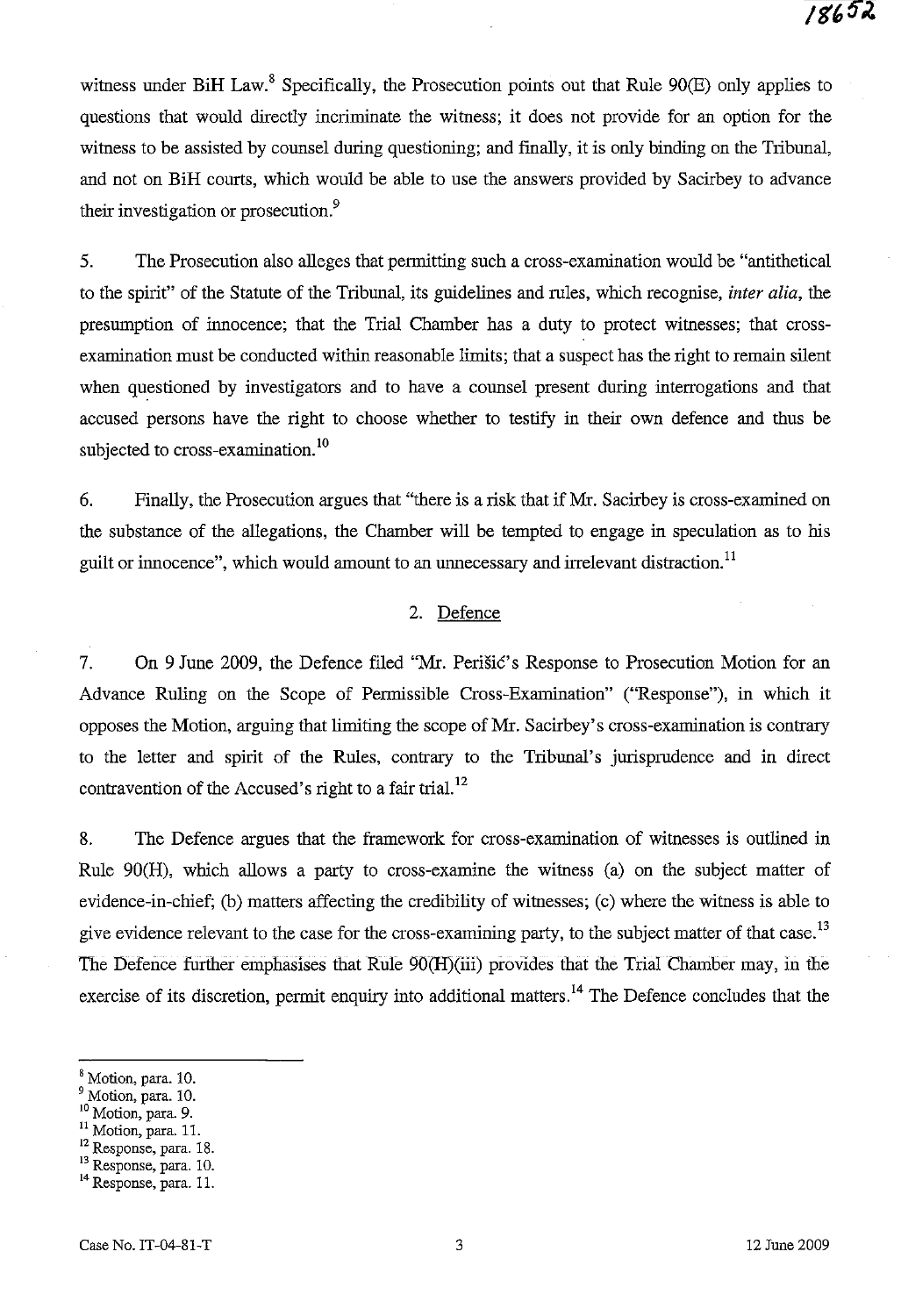witness under BiH Law.[8] Specifically, the Prosecution points out that Rule 90(E) only applies to questions that would directly incriminate the witness; it does not provide for an option for the witness to be assisted by counsel during questioning; and finally, it is only binding on the Tribunal, and not on BiH courts, which would be able to use the answers provided by Sacirbey to advance their investigation or prosecution.[9]

5. The Prosecution also alleges that permitting such a cross-examination would be "antithetical to the spirit" of the Statute of the Tribunal, its guidelines and rules, which recognise, *inter alia*, the presumption of innocence; that the Trial Chamber has a duty to protect witnesses; that cross-examination must be conducted within reasonable limits; that a suspect has the right to remain silent when questioned by investigators and to have a counsel present during interrogations and that accused persons have the right to choose whether to testify in their own defence and thus be subjected to cross-examination.[10]

6. Finally, the Prosecution argues that "there is a risk that if Mr. Sacirbey is cross-examined on the substance of the allegations, the Chamber will be tempted to engage in speculation as to his guilt or innocence", which would amount to an unnecessary and irrelevant distraction.[11]

## 2. Defence

7. On 9 June 2009, the Defence filed "Mr. Perišić's Response to Prosecution Motion for an Advance Ruling on the Scope of Permissible Cross-Examination" ("Response"), in which it opposes the Motion, arguing that limiting the scope of Mr. Sacirbey's cross-examination is contrary to the letter and spirit of the Rules, contrary to the Tribunal's jurisprudence and in direct contravention of the Accused's right to a fair trial.[12]

8. The Defence argues that the framework for cross-examination of witnesses is outlined in Rule 90(H), which allows a party to cross-examine the witness (a) on the subject matter of evidence-in-chief; (b) matters affecting the credibility of witnesses; (c) where the witness is able to give evidence relevant to the case for the cross-examining party, to the subject matter of that case.[13] The Defence further emphasises that Rule 90(H)(iii) provides that the Trial Chamber may, in the exercise of its discretion, permit enquiry into additional matters.[14] The Defence concludes that the

[8] Motion, para. 10.
[9] Motion, para. 10.
[10] Motion, para. 9.
[11] Motion, para. 11.
[12] Response, para. 18.
[13] Response, para. 10.
[14] Response, para. 11.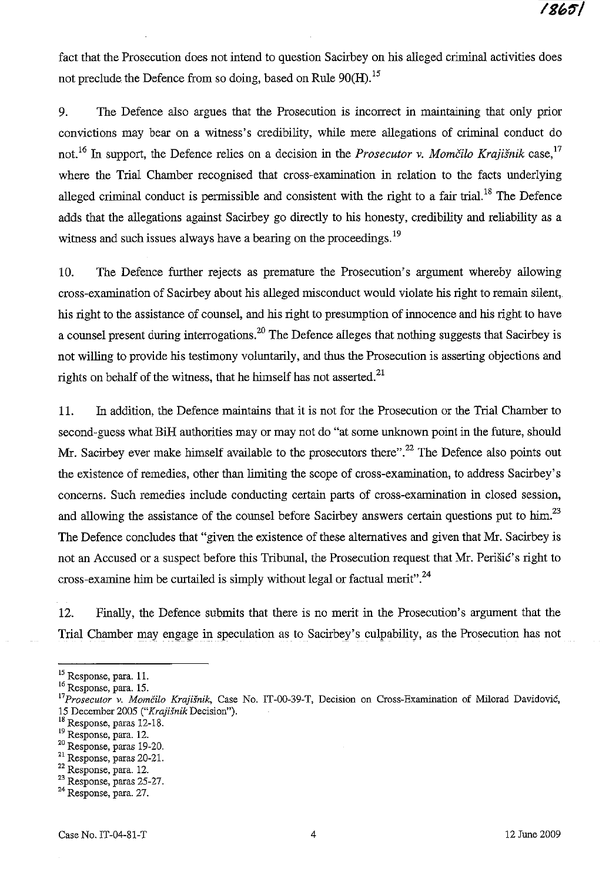fact that the Prosecution does not intend to question Sacirbey on his alleged criminal activities does not preclude the Defence from so doing, based on Rule 90(H).[15]

9. The Defence also argues that the Prosecution is incorrect in maintaining that only prior convictions may bear on a witness's credibility, while mere allegations of criminal conduct do not.[16] In support, the Defence relies on a decision in the *Prosecutor v. Momčilo Krajišnik* case,[17] where the Trial Chamber recognised that cross-examination in relation to the facts underlying alleged criminal conduct is permissible and consistent with the right to a fair trial.[18] The Defence adds that the allegations against Sacirbey go directly to his honesty, credibility and reliability as a witness and such issues always have a bearing on the proceedings.[19]

10. The Defence further rejects as premature the Prosecution's argument whereby allowing cross-examination of Sacirbey about his alleged misconduct would violate his right to remain silent, his right to the assistance of counsel, and his right to presumption of innocence and his right to have a counsel present during interrogations.[20] The Defence alleges that nothing suggests that Sacirbey is not willing to provide his testimony voluntarily, and thus the Prosecution is asserting objections and rights on behalf of the witness, that he himself has not asserted.[21]

11. In addition, the Defence maintains that it is not for the Prosecution or the Trial Chamber to second-guess what BiH authorities may or may not do "at some unknown point in the future, should Mr. Sacirbey ever make himself available to the prosecutors there".[22] The Defence also points out the existence of remedies, other than limiting the scope of cross-examination, to address Sacirbey's concerns. Such remedies include conducting certain parts of cross-examination in closed session, and allowing the assistance of the counsel before Sacirbey answers certain questions put to him.[23] The Defence concludes that "given the existence of these alternatives and given that Mr. Sacirbey is not an Accused or a suspect before this Tribunal, the Prosecution request that Mr. Perišić's right to cross-examine him be curtailed is simply without legal or factual merit".[24]

12. Finally, the Defence submits that there is no merit in the Prosecution's argument that the Trial Chamber may engage in speculation as to Sacirbey's culpability, as the Prosecution has not

---

[15] Response, para. 11.

[16] Response, para. 15.

[17] *Prosecutor v. Momčilo Krajišnik*, Case No. IT-00-39-T, Decision on Cross-Examination of Milorad Davidović, 15 December 2005 ("*Krajišnik* Decision").

[18] Response, paras 12-18.

[19] Response, para. 12.

[20] Response, paras 19-20.

[21] Response, paras 20-21.

[22] Response, para. 12.

[23] Response, paras 25-27.

[24] Response, para. 27.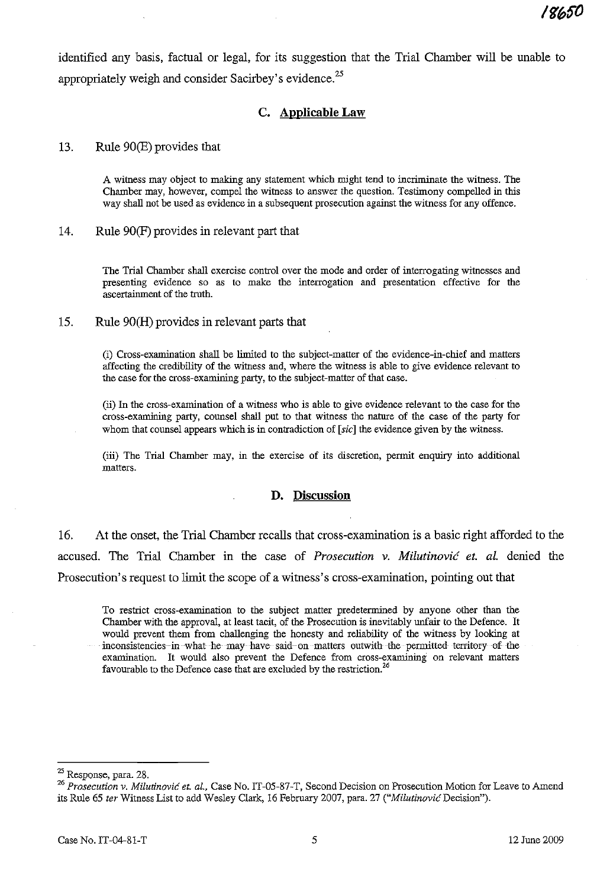identified any basis, factual or legal, for its suggestion that the Trial Chamber will be unable to appropriately weigh and consider Sacirbey's evidence.[25]

### C. Applicable Law

13. Rule 90(E) provides that

> A witness may object to making any statement which might tend to incriminate the witness. The Chamber may, however, compel the witness to answer the question. Testimony compelled in this way shall not be used as evidence in a subsequent prosecution against the witness for any offence.

14. Rule 90(F) provides in relevant part that

> The Trial Chamber shall exercise control over the mode and order of interrogating witnesses and presenting evidence so as to make the interrogation and presentation effective for the ascertainment of the truth.

15. Rule 90(H) provides in relevant parts that

> (i) Cross-examination shall be limited to the subject-matter of the evidence-in-chief and matters affecting the credibility of the witness and, where the witness is able to give evidence relevant to the case for the cross-examining party, to the subject-matter of that case.
>
> (ii) In the cross-examination of a witness who is able to give evidence relevant to the case for the cross-examining party, counsel shall put to that witness the nature of the case of the party for whom that counsel appears which is in contradiction of [*sic*] the evidence given by the witness.
>
> (iii) The Trial Chamber may, in the exercise of its discretion, permit enquiry into additional matters.

### D. Discussion

16. At the onset, the Trial Chamber recalls that cross-examination is a basic right afforded to the accused. The Trial Chamber in the case of *Prosecution v. Milutinović et. al.* denied the Prosecution's request to limit the scope of a witness's cross-examination, pointing out that

> To restrict cross-examination to the subject matter predetermined by anyone other than the Chamber with the approval, at least tacit, of the Prosecution is inevitably unfair to the Defence. It would prevent them from challenging the honesty and reliability of the witness by looking at inconsistencies in what he may have said on matters outwith the permitted territory of the examination. It would also prevent the Defence from cross-examining on relevant matters favourable to the Defence case that are excluded by the restriction.[26]

---

[25] Response, para. 28.

[26] *Prosecution v. Milutinović et. al.*, Case No. IT-05-87-T, Second Decision on Prosecution Motion for Leave to Amend its Rule 65 *ter* Witness List to add Wesley Clark, 16 February 2007, para. 27 ("*Milutinović* Decision").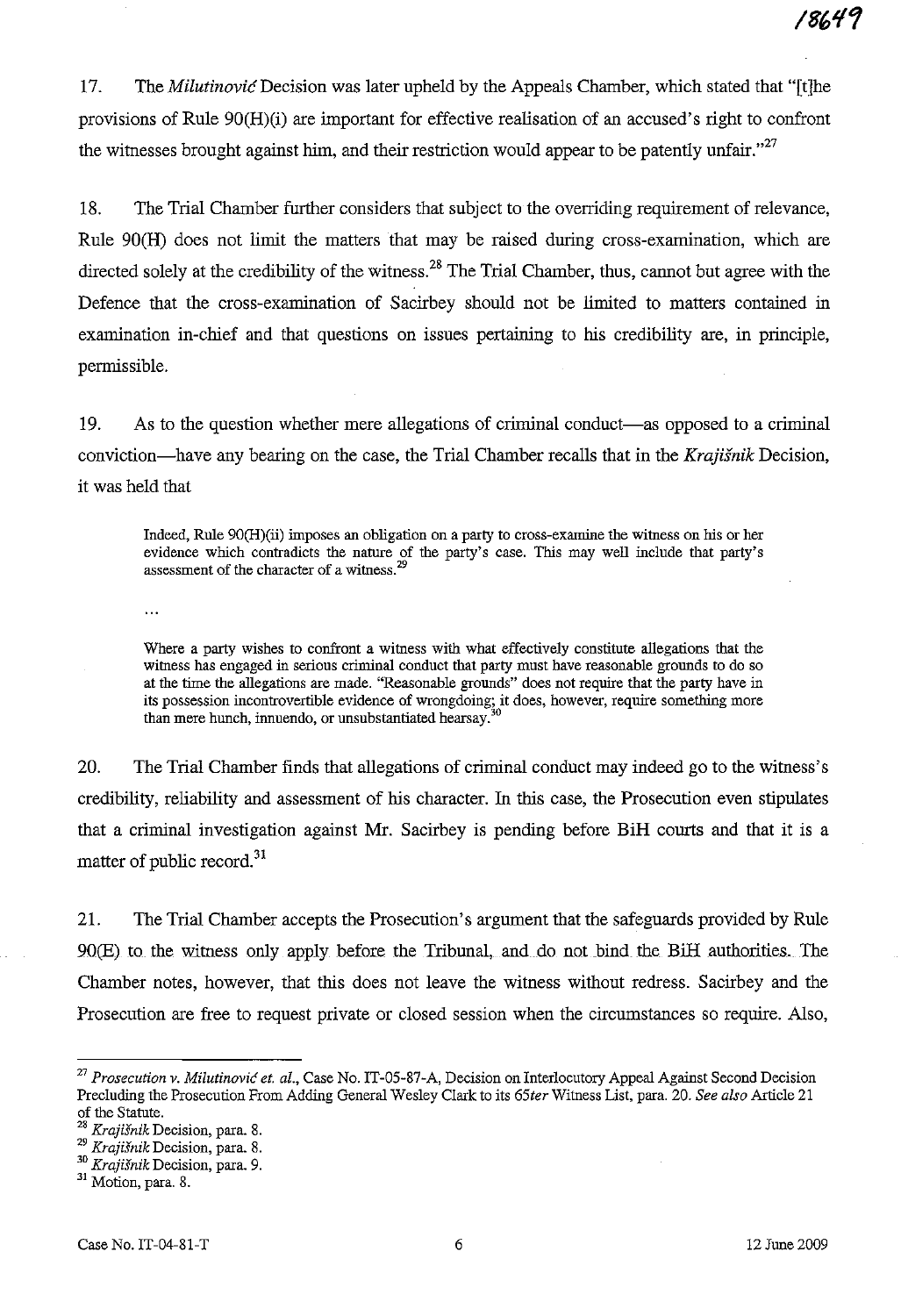17. The *Milutinović* Decision was later upheld by the Appeals Chamber, which stated that "[t]he provisions of Rule 90(H)(i) are important for effective realisation of an accused's right to confront the witnesses brought against him, and their restriction would appear to be patently unfair."[27]

18. The Trial Chamber further considers that subject to the overriding requirement of relevance, Rule 90(H) does not limit the matters that may be raised during cross-examination, which are directed solely at the credibility of the witness.[28] The Trial Chamber, thus, cannot but agree with the Defence that the cross-examination of Sacirbey should not be limited to matters contained in examination in-chief and that questions on issues pertaining to his credibility are, in principle, permissible.

19. As to the question whether mere allegations of criminal conduct—as opposed to a criminal conviction—have any bearing on the case, the Trial Chamber recalls that in the *Krajišnik* Decision, it was held that

> Indeed, Rule 90(H)(ii) imposes an obligation on a party to cross-examine the witness on his or her evidence which contradicts the nature of the party's case. This may well include that party's assessment of the character of a witness.[29]
>
> ...
>
> Where a party wishes to confront a witness with what effectively constitute allegations that the witness has engaged in serious criminal conduct that party must have reasonable grounds to do so at the time the allegations are made. "Reasonable grounds" does not require that the party have in its possession incontrovertible evidence of wrongdoing; it does, however, require something more than mere hunch, innuendo, or unsubstantiated hearsay.[30]

20. The Trial Chamber finds that allegations of criminal conduct may indeed go to the witness's credibility, reliability and assessment of his character. In this case, the Prosecution even stipulates that a criminal investigation against Mr. Sacirbey is pending before BiH courts and that it is a matter of public record.[31]

21. The Trial Chamber accepts the Prosecution's argument that the safeguards provided by Rule 90(E) to the witness only apply before the Tribunal, and do not bind the BiH authorities. The Chamber notes, however, that this does not leave the witness without redress. Sacirbey and the Prosecution are free to request private or closed session when the circumstances so require. Also,

---

[27] *Prosecution v. Milutinović et. al.*, Case No. IT-05-87-A, Decision on Interlocutory Appeal Against Second Decision Precluding the Prosecution From Adding General Wesley Clark to its *65ter* Witness List, para. 20. *See also* Article 21 of the Statute.

[28] *Krajišnik* Decision, para. 8.

[29] *Krajišnik* Decision, para. 8.

[30] *Krajišnik* Decision, para. 9.

[31] Motion, para. 8.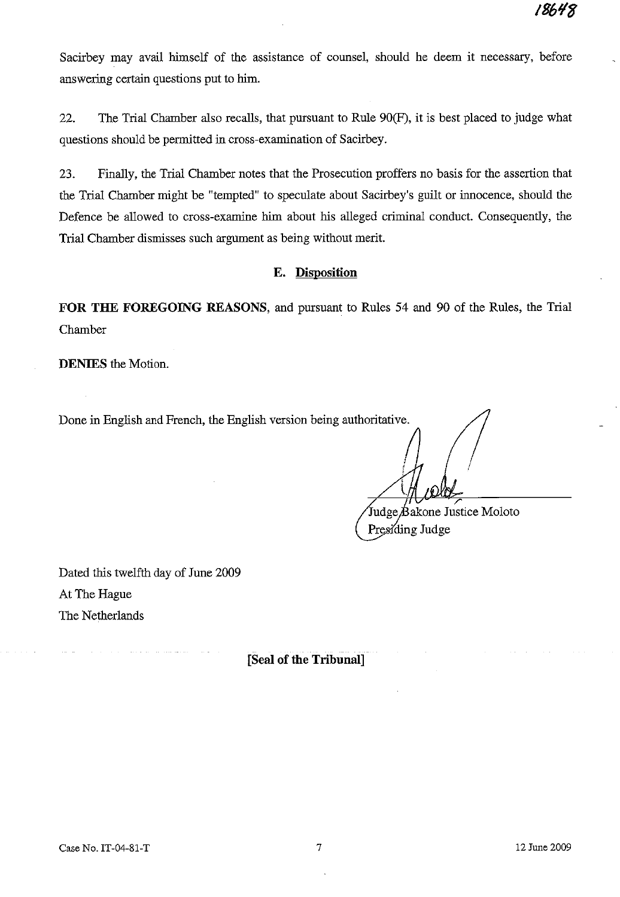Sacirbey may avail himself of the assistance of counsel, should he deem it necessary, before answering certain questions put to him.

22. The Trial Chamber also recalls, that pursuant to Rule 90(F), it is best placed to judge what questions should be permitted in cross-examination of Sacirbey.

23. Finally, the Trial Chamber notes that the Prosecution proffers no basis for the assertion that the Trial Chamber might be "tempted" to speculate about Sacirbey's guilt or innocence, should the Defence be allowed to cross-examine him about his alleged criminal conduct. Consequently, the Trial Chamber dismisses such argument as being without merit.

## E. Disposition

**FOR THE FOREGOING REASONS**, and pursuant to Rules 54 and 90 of the Rules, the Trial Chamber

**DENIES** the Motion.

Done in English and French, the English version being authoritative.

Judge Bakone Justice Moloto
Presiding Judge

Dated this twelfth day of June 2009
At The Hague
The Netherlands

**[Seal of the Tribunal]**